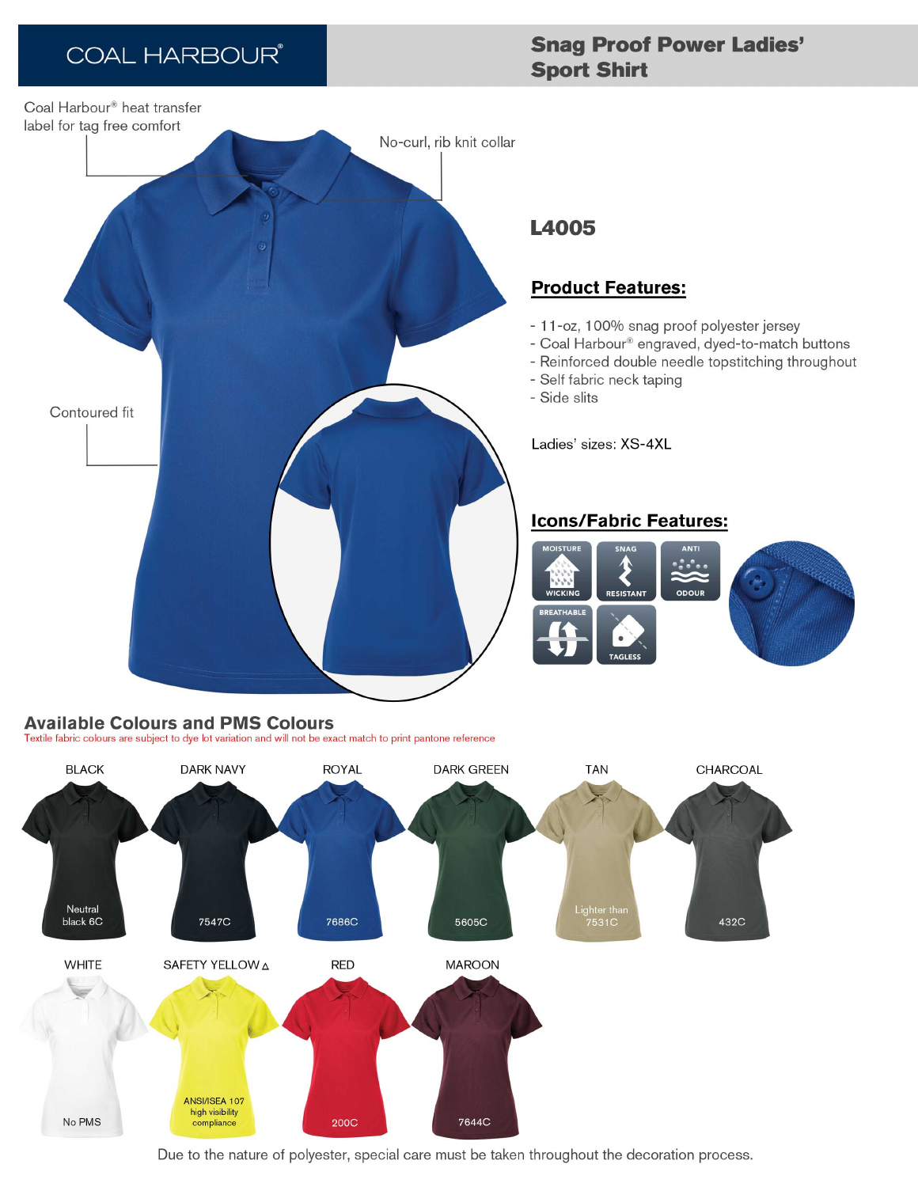COAL HARBOUR®

# Snag Proof Power Ladies' Sport Shirt

Coal Harbour® heat transfer label for tag free comfort

No-curl, rib knit collar

Contoured fit

## L4005

### Product Features:

- 11-oz, 100% snag proof polyester jersey
- Coal Harbour® engraved, dyed-to-match buttons
- Reinforced double needle topstitching throughout
- Self fabric neck taping
- Side slits

Ladies' sizes: XS-4XL

### Icons/Fabric Features:

MOISTURE WICKING | SNAG RESISTANT | ANTI ODOUR | BREATHABLE | TAGLESS

## Available Colours and PMS Colours

Textile fabric colours are subject to dye lot variation and will not be exact match to print pantone reference

| Colour | PMS |
| --- | --- |
| BLACK | Neutral black 6C |
| DARK NAVY | 7547C |
| ROYAL | 7686C |
| DARK GREEN | 5605C |
| TAN | Lighter than 7531C |
| CHARCOAL | 432C |
| WHITE | No PMS |
| SAFETY YELLOW Δ | ANSI/ISEA 107 high visibility compliance |
| RED | 200C |
| MAROON | 7644C |

Due to the nature of polyester, special care must be taken throughout the decoration process.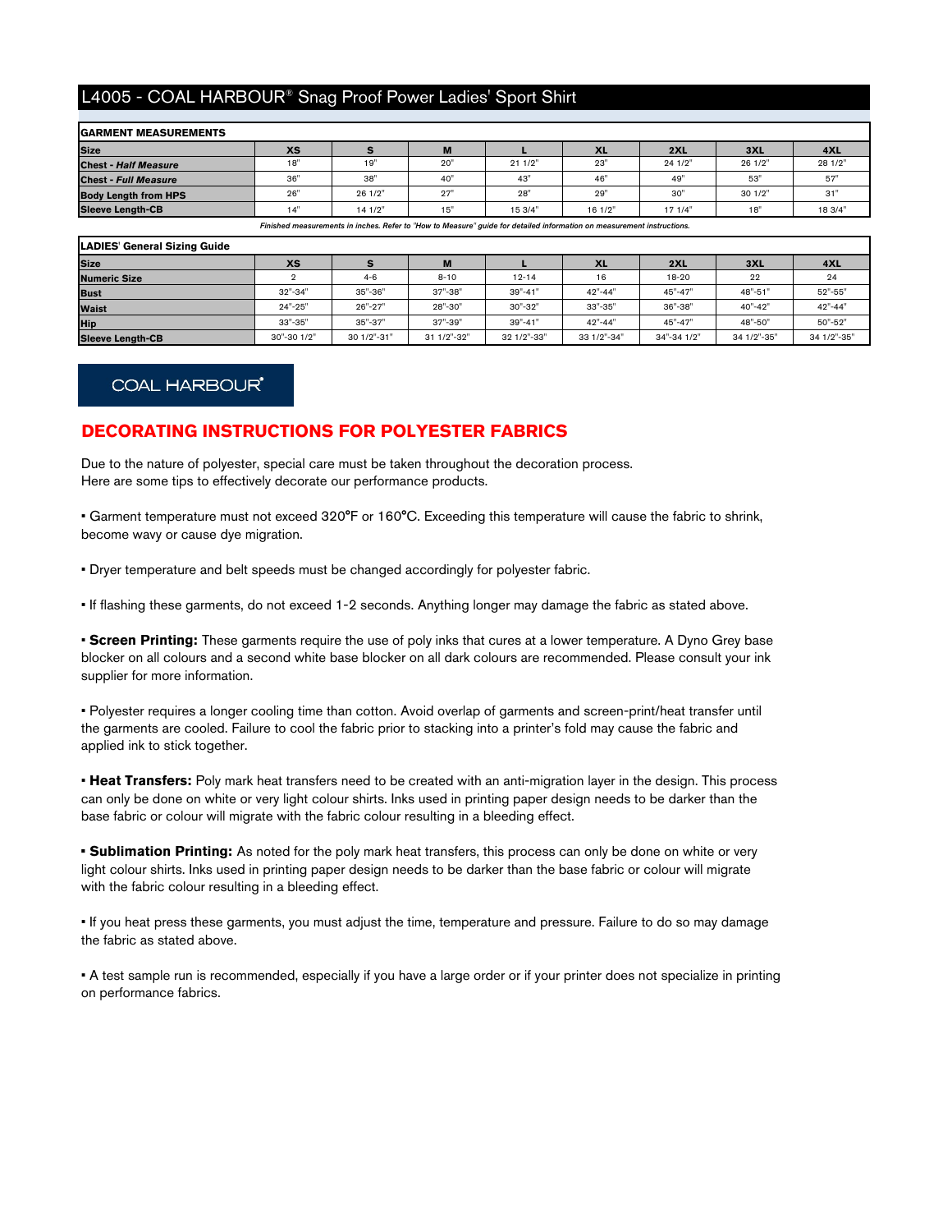# L4005 - COAL HARBOUR® Snag Proof Power Ladies' Sport Shirt

| GARMENT MEASUREMENTS | | | | | | | | |
|---|---|---|---|---|---|---|---|---|
| **Size** | **XS** | **S** | **M** | **L** | **XL** | **2XL** | **3XL** | **4XL** |
| **Chest - *Half Measure*** | 18" | 19" | 20" | 21 1/2" | 23" | 24 1/2" | 26 1/2" | 28 1/2" |
| **Chest - *Full Measure*** | 36" | 38" | 40" | 43" | 46" | 49" | 53" | 57" |
| **Body Length from HPS** | 26" | 26 1/2" | 27" | 28" | 29" | 30" | 30 1/2" | 31" |
| **Sleeve Length-CB** | 14" | 14 1/2" | 15" | 15 3/4" | 16 1/2" | 17 1/4" | 18" | 18 3/4" |

***Finished measurements in inches. Refer to "How to Measure" guide for detailed information on measurement instructions.***

| LADIES' General Sizing Guide | | | | | | | | |
|---|---|---|---|---|---|---|---|---|
| **Size** | **XS** | **S** | **M** | **L** | **XL** | **2XL** | **3XL** | **4XL** |
| **Numeric Size** | 2 | 4-6 | 8-10 | 12-14 | 16 | 18-20 | 22 | 24 |
| **Bust** | 32"-34" | 35"-36" | 37"-38" | 39"-41" | 42"-44" | 45"-47" | 48"-51" | 52"-55" |
| **Waist** | 24"-25" | 26"-27" | 28"-30" | 30"-32" | 33"-35" | 36"-38" | 40"-42" | 42"-44" |
| **Hip** | 33"-35" | 35"-37" | 37"-39" | 39"-41" | 42"-44" | 45"-47" | 48"-50" | 50"-52" |
| **Sleeve Length-CB** | 30"-30 1/2" | 30 1/2"-31" | 31 1/2"-32" | 32 1/2"-33" | 33 1/2"-34" | 34"-34 1/2" | 34 1/2"-35" | 34 1/2"-35" |

COAL HARBOUR®

## DECORATING INSTRUCTIONS FOR POLYESTER FABRICS

Due to the nature of polyester, special care must be taken throughout the decoration process.
Here are some tips to effectively decorate our performance products.

▪ Garment temperature must not exceed 320°F or 160°C. Exceeding this temperature will cause the fabric to shrink, become wavy or cause dye migration.

▪ Dryer temperature and belt speeds must be changed accordingly for polyester fabric.

▪ If flashing these garments, do not exceed 1-2 seconds. Anything longer may damage the fabric as stated above.

▪ **Screen Printing:** These garments require the use of poly inks that cures at a lower temperature. A Dyno Grey base blocker on all colours and a second white base blocker on all dark colours are recommended. Please consult your ink supplier for more information.

▪ Polyester requires a longer cooling time than cotton. Avoid overlap of garments and screen-print/heat transfer until the garments are cooled. Failure to cool the fabric prior to stacking into a printer's fold may cause the fabric and applied ink to stick together.

▪ **Heat Transfers:** Poly mark heat transfers need to be created with an anti-migration layer in the design. This process can only be done on white or very light colour shirts. Inks used in printing paper design needs to be darker than the base fabric or colour will migrate with the fabric colour resulting in a bleeding effect.

▪ **Sublimation Printing:** As noted for the poly mark heat transfers, this process can only be done on white or very light colour shirts. Inks used in printing paper design needs to be darker than the base fabric or colour will migrate with the fabric colour resulting in a bleeding effect.

▪ If you heat press these garments, you must adjust the time, temperature and pressure. Failure to do so may damage the fabric as stated above.

▪ A test sample run is recommended, especially if you have a large order or if your printer does not specialize in printing on performance fabrics.